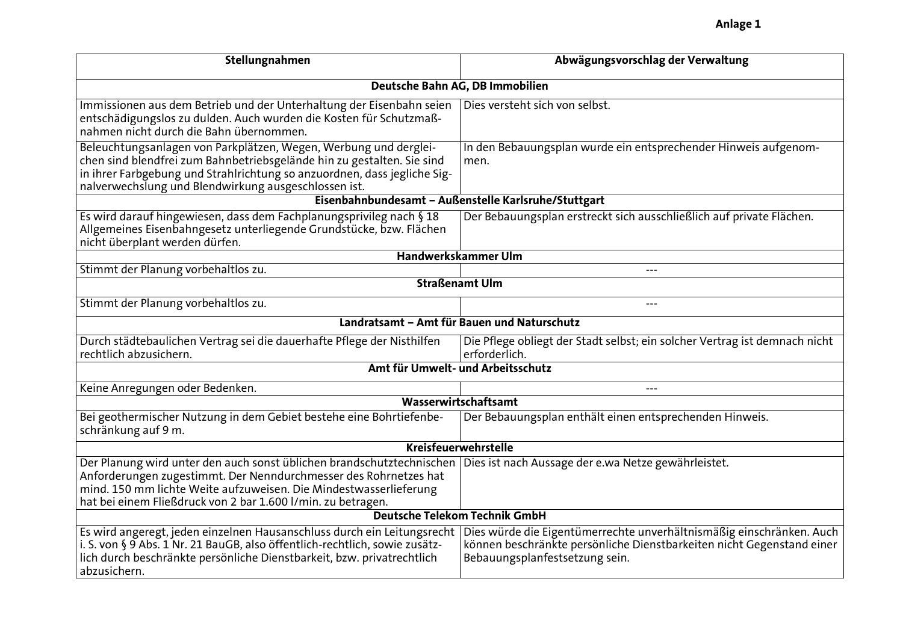**Anlage 1**

| Stellungnahmen | Abwägungsvorschlag der Verwaltung |
|---|---|
| **Deutsche Bahn AG, DB Immobilien** | |
| Immissionen aus dem Betrieb und der Unterhaltung der Eisenbahn seien entschädigungslos zu dulden. Auch wurden die Kosten für Schutzmaßnahmen nicht durch die Bahn übernommen. | Dies versteht sich von selbst. |
| Beleuchtungsanlagen von Parkplätzen, Wegen, Werbung und dergleichen sind blendfrei zum Bahnbetriebsgelände hin zu gestalten. Sie sind in ihrer Farbgebung und Strahlrichtung so anzuordnen, dass jegliche Signalverwechslung und Blendwirkung ausgeschlossen ist. | In den Bebauungsplan wurde ein entsprechender Hinweis aufgenommen. |
| **Eisenbahnbundesamt – Außenstelle Karlsruhe/Stuttgart** | |
| Es wird darauf hingewiesen, dass dem Fachplanungsprivileg nach § 18 Allgemeines Eisenbahngesetz unterliegende Grundstücke, bzw. Flächen nicht überplant werden dürfen. | Der Bebauungsplan erstreckt sich ausschließlich auf private Flächen. |
| **Handwerkskammer Ulm** | |
| Stimmt der Planung vorbehaltlos zu. | --- |
| **Straßenamt Ulm** | |
| Stimmt der Planung vorbehaltlos zu. | --- |
| **Landratsamt – Amt für Bauen und Naturschutz** | |
| Durch städtebaulichen Vertrag sei die dauerhafte Pflege der Nisthilfen rechtlich abzusichern. | Die Pflege obliegt der Stadt selbst; ein solcher Vertrag ist demnach nicht erforderlich. |
| **Amt für Umwelt- und Arbeitsschutz** | |
| Keine Anregungen oder Bedenken. | --- |
| **Wasserwirtschaftsamt** | |
| Bei geothermischer Nutzung in dem Gebiet bestehe eine Bohrtiefenbeschränkung auf 9 m. | Der Bebauungsplan enthält einen entsprechenden Hinweis. |
| **Kreisfeuerwehrstelle** | |
| Der Planung wird unter den auch sonst üblichen brandschutztechnischen Anforderungen zugestimmt. Der Nenndurchmesser des Rohrnetzes hat mind. 150 mm lichte Weite aufzuweisen. Die Mindestwasserlieferung hat bei einem Fließdruck von 2 bar 1.600 l/min. zu betragen. | Dies ist nach Aussage der e.wa Netze gewährleistet. |
| **Deutsche Telekom Technik GmbH** | |
| Es wird angeregt, jeden einzelnen Hausanschluss durch ein Leitungsrecht i. S. von § 9 Abs. 1 Nr. 21 BauGB, also öffentlich-rechtlich, sowie zusätzlich durch beschränkte persönliche Dienstbarkeit, bzw. privatrechtlich abzusichern. | Dies würde die Eigentümerrechte unverhältnismäßig einschränken. Auch können beschränkte persönliche Dienstbarkeiten nicht Gegenstand einer Bebauungsplanfestsetzung sein. |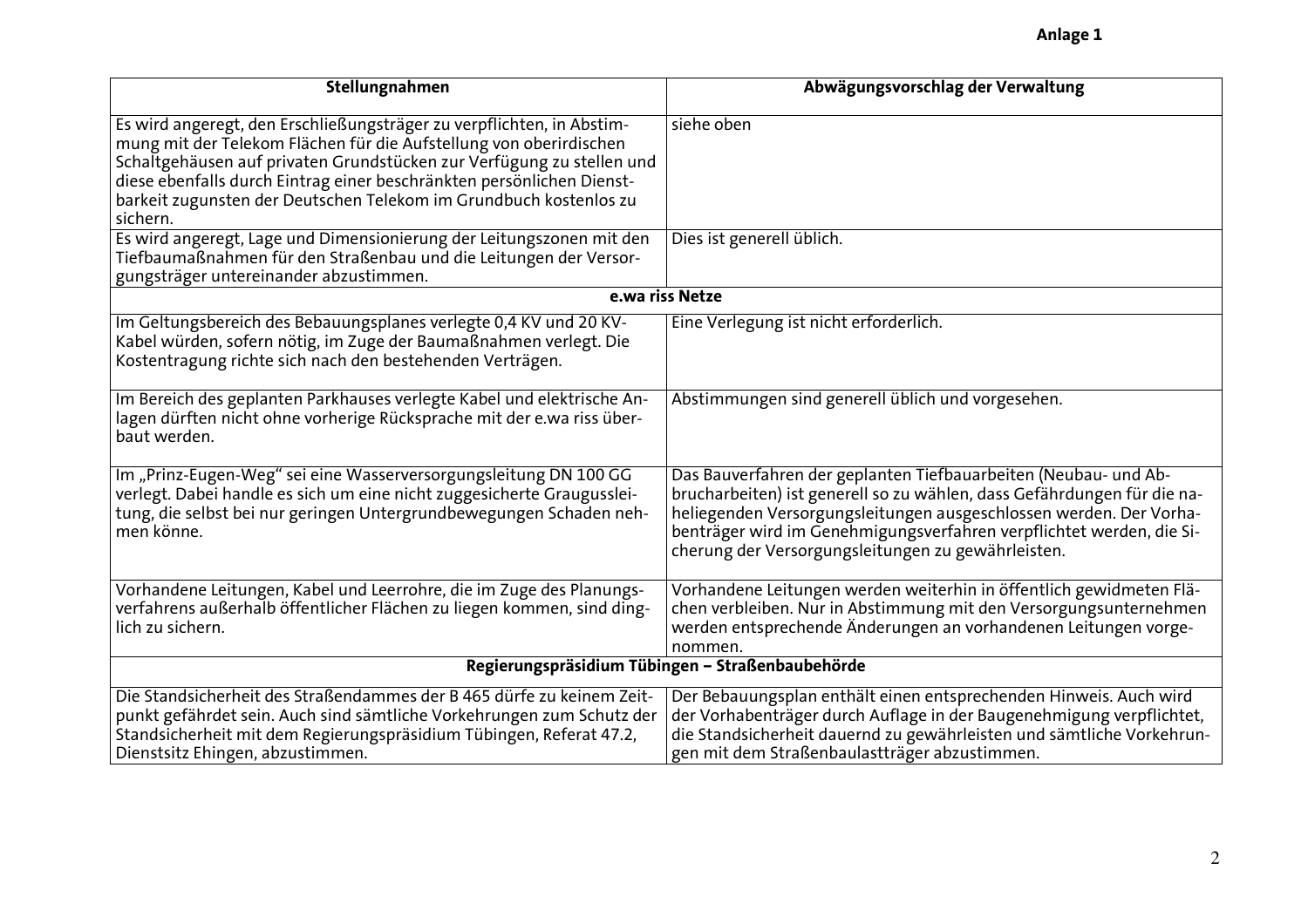**Anlage 1**

| Stellungnahmen | Abwägungsvorschlag der Verwaltung |
|---|---|
| Es wird angeregt, den Erschließungsträger zu verpflichten, in Abstimmung mit der Telekom Flächen für die Aufstellung von oberirdischen Schaltgehäusen auf privaten Grundstücken zur Verfügung zu stellen und diese ebenfalls durch Eintrag einer beschränkten persönlichen Dienstbarkeit zugunsten der Deutschen Telekom im Grundbuch kostenlos zu sichern. | siehe oben |
| Es wird angeregt, Lage und Dimensionierung der Leitungszonen mit den Tiefbaumaßnahmen für den Straßenbau und die Leitungen der Versorgungsträger untereinander abzustimmen. | Dies ist generell üblich. |
| **e.wa riss Netze** | |
| Im Geltungsbereich des Bebauungsplanes verlegte 0,4 KV und 20 KV-Kabel würden, sofern nötig, im Zuge der Baumaßnahmen verlegt. Die Kostentragung richte sich nach den bestehenden Verträgen. | Eine Verlegung ist nicht erforderlich. |
| Im Bereich des geplanten Parkhauses verlegte Kabel und elektrische Anlagen dürften nicht ohne vorherige Rücksprache mit der e.wa riss überbaut werden. | Abstimmungen sind generell üblich und vorgesehen. |
| Im „Prinz-Eugen-Weg" sei eine Wasserversorgungsleitung DN 100 GG verlegt. Dabei handle es sich um eine nicht zuggesicherte Graugussleitung, die selbst bei nur geringen Untergrundbewegungen Schaden nehmen könne. | Das Bauverfahren der geplanten Tiefbauarbeiten (Neubau- und Abbrucharbeiten) ist generell so zu wählen, dass Gefährdungen für die naheliegenden Versorgungsleitungen ausgeschlossen werden. Der Vorhabenträger wird im Genehmigungsverfahren verpflichtet werden, die Sicherung der Versorgungsleitungen zu gewährleisten. |
| Vorhandene Leitungen, Kabel und Leerrohre, die im Zuge des Planungsverfahrens außerhalb öffentlicher Flächen zu liegen kommen, sind dinglich zu sichern. | Vorhandene Leitungen werden weiterhin in öffentlich gewidmeten Flächen verbleiben. Nur in Abstimmung mit den Versorgungsunternehmen werden entsprechende Änderungen an vorhandenen Leitungen vorgenommen. |
| **Regierungspräsidium Tübingen – Straßenbaubehörde** | |
| Die Standsicherheit des Straßendammes der B 465 dürfe zu keinem Zeitpunkt gefährdet sein. Auch sind sämtliche Vorkehrungen zum Schutz der Standsicherheit mit dem Regierungspräsidium Tübingen, Referat 47.2, Dienstsitz Ehingen, abzustimmen. | Der Bebauungsplan enthält einen entsprechenden Hinweis. Auch wird der Vorhabenträger durch Auflage in der Baugenehmigung verpflichtet, die Standsicherheit dauernd zu gewährleisten und sämtliche Vorkehrungen mit dem Straßenbaulastträger abzustimmen. |